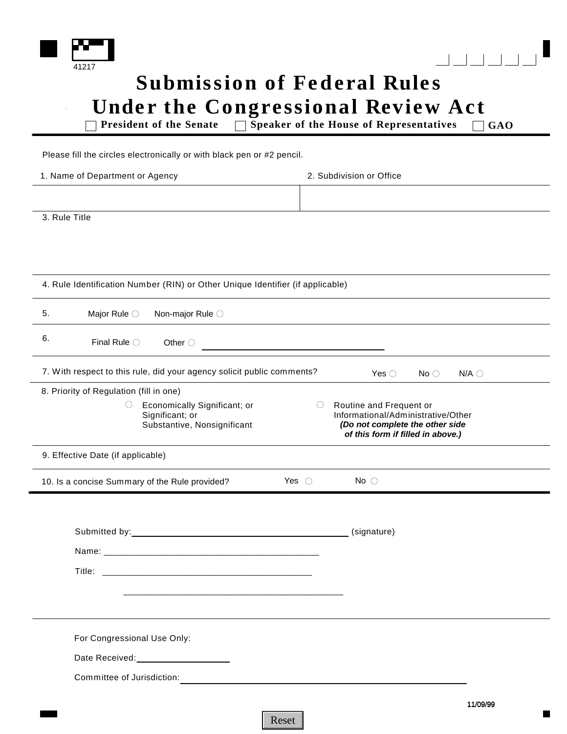41217

# Submission of Federal Rules Under the Congressional Review Act

☐ **President of the Senate** ☐ **Speaker of the House of Representatives** ☐ **GAO**

Please fill the circles electronically or with black pen or #2 pencil.

1. Name of Department or Agency

2. Subdivision or Office

3. Rule Title

4. Rule Identification Number (RIN) or Other Unique Identifier (if applicable)

5. Major Rule ○ Non-major Rule ○

6. Final Rule ○ Other ○ ______________________________

7. With respect to this rule, did your agency solicit public comments? Yes ○ No ○ N/A ○

8. Priority of Regulation (fill in one)

○ Economically Significant; or Significant; or Substantive, Nonsignificant

○ Routine and Frequent or Informational/Administrative/Other ***(Do not complete the other side of this form if filled in above.)***

9. Effective Date (if applicable)

10. Is a concise Summary of the Rule provided? Yes ○ No ○

Submitted by: ______________________________ (signature)

Name: ______________________________

Title: ______________________________

______________________________

For Congressional Use Only:

Date Received: ______________

Committee of Jurisdiction: ______________________________

11/09/99

Reset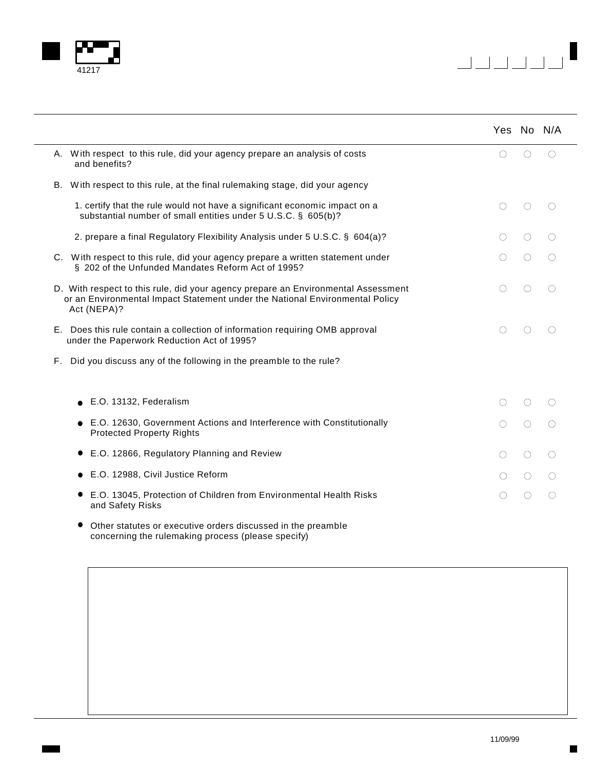| | Yes | No | N/A |
|---|---|---|---|
| A. With respect to this rule, did your agency prepare an analysis of costs and benefits? | ○ | ○ | ○ |
| B. With respect to this rule, at the final rulemaking stage, did your agency | | | |
| 1. certify that the rule would not have a significant economic impact on a substantial number of small entities under 5 U.S.C. § 605(b)? | ○ | ○ | ○ |
| 2. prepare a final Regulatory Flexibility Analysis under 5 U.S.C. § 604(a)? | ○ | ○ | ○ |
| C. With respect to this rule, did your agency prepare a written statement under § 202 of the Unfunded Mandates Reform Act of 1995? | ○ | ○ | ○ |
| D. With respect to this rule, did your agency prepare an Environmental Assessment or an Environmental Impact Statement under the National Environmental Policy Act (NEPA)? | ○ | ○ | ○ |
| E. Does this rule contain a collection of information requiring OMB approval under the Paperwork Reduction Act of 1995? | ○ | ○ | ○ |
| F. Did you discuss any of the following in the preamble to the rule? | | | |
| • E.O. 13132, Federalism | ○ | ○ | ○ |
| • E.O. 12630, Government Actions and Interference with Constitutionally Protected Property Rights | ○ | ○ | ○ |
| • E.O. 12866, Regulatory Planning and Review | ○ | ○ | ○ |
| • E.O. 12988, Civil Justice Reform | ○ | ○ | ○ |
| • E.O. 13045, Protection of Children from Environmental Health Risks and Safety Risks | ○ | ○ | ○ |
| • Other statutes or executive orders discussed in the preamble concerning the rulemaking process (please specify) | | | |

11/09/99